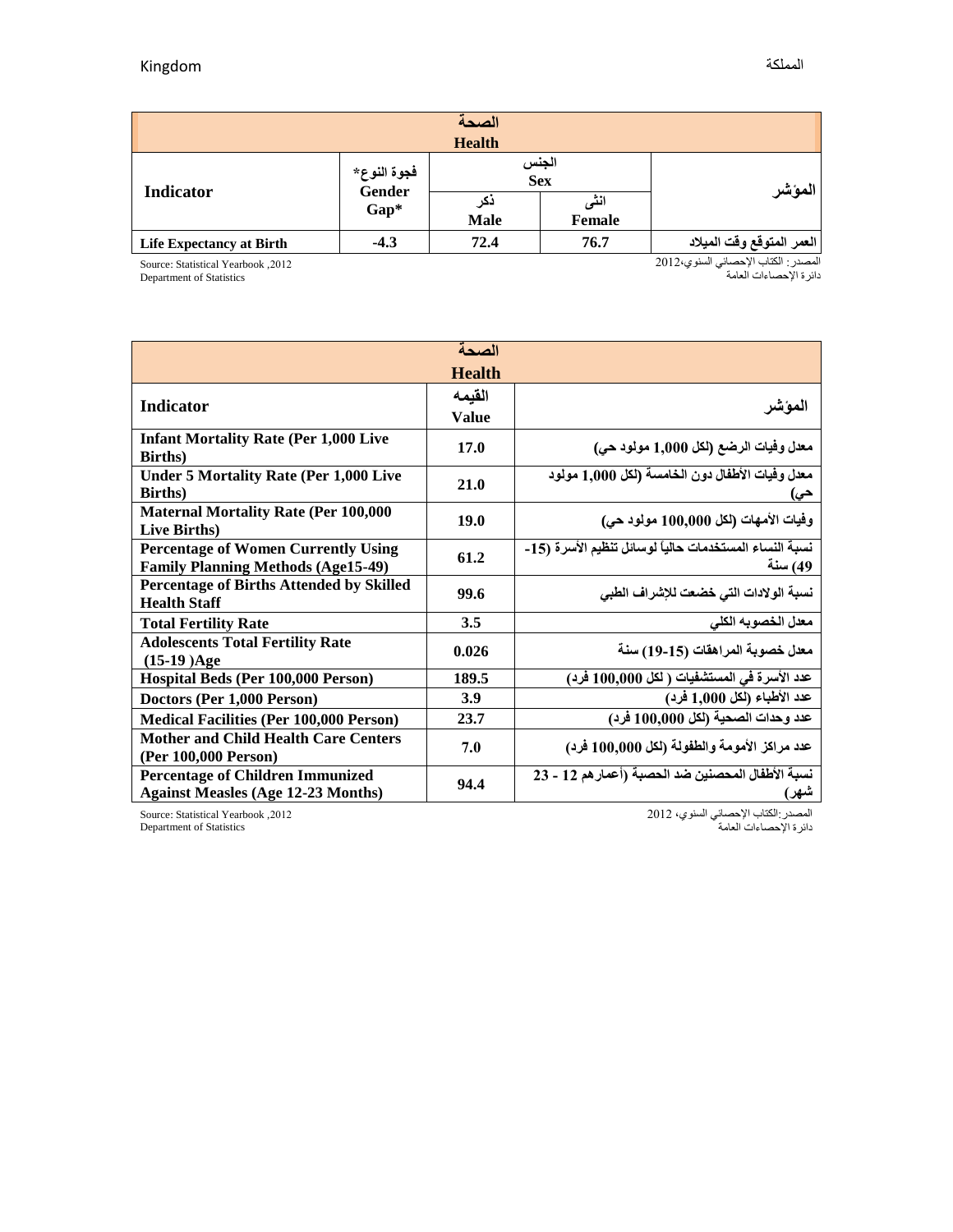Kingdom المملكة

| الصحة Health | | | | |
|---|---|---|---|---|
| Indicator | فجوة النوع* Gender Gap* | الجنس Sex | | المؤشر |
| | | ذكر Male | انثى Female | |
| Life Expectancy at Birth | -4.3 | 72.4 | 76.7 | العمر المتوقع وقت الميلاد |

Source: Statistical Yearbook ,2012
Department of Statistics

المصدر: الكتاب الإحصائي السنوي،2012
دائرة الإحصاءات العامة

| الصحة Health | | |
|---|---|---|
| Indicator | القيمه Value | المؤشر |
| Infant Mortality Rate (Per 1,000 Live Births) | 17.0 | معدل وفيات الرضع (لكل 1,000 مولود حي) |
| Under 5 Mortality Rate (Per 1,000 Live Births) | 21.0 | معدل وفيات الأطفال دون الخامسة (لكل 1,000 مولود حي) |
| Maternal Mortality Rate (Per 100,000 Live Births) | 19.0 | وفيات الأمهات (لكل 100,000 مولود حي) |
| Percentage of Women Currently Using Family Planning Methods (Age15-49) | 61.2 | نسبة النساء المستخدمات حالياً لوسائل تنظيم الأسرة (15-49) سنة |
| Percentage of Births Attended by Skilled Health Staff | 99.6 | نسبة الولادات التي خضعت للإشراف الطبي |
| Total Fertility Rate | 3.5 | معدل الخصوبه الكلي |
| Adolescents Total Fertility Rate (15-19 )Age | 0.026 | معدل خصوبة المراهقات (15-19) سنة |
| Hospital Beds (Per 100,000 Person) | 189.5 | عدد الأسرة في المستشفيات ( لكل 100,000 فرد) |
| Doctors (Per 1,000 Person) | 3.9 | عدد الأطباء (لكل 1,000 فرد) |
| Medical Facilities (Per 100,000 Person) | 23.7 | عدد وحدات الصحية (لكل 100,000 فرد) |
| Mother and Child Health Care Centers (Per 100,000 Person) | 7.0 | عدد مراكز الأمومة والطفولة (لكل 100,000 فرد) |
| Percentage of Children Immunized Against Measles (Age 12-23 Months) | 94.4 | نسبة الأطفال المحصنين ضد الحصبة (أعمارهم 12 - 23 شهر) |

Source: Statistical Yearbook ,2012
Department of Statistics

المصدر:الكتاب الإحصائي السنوي، 2012
دائرة الإحصاءات العامة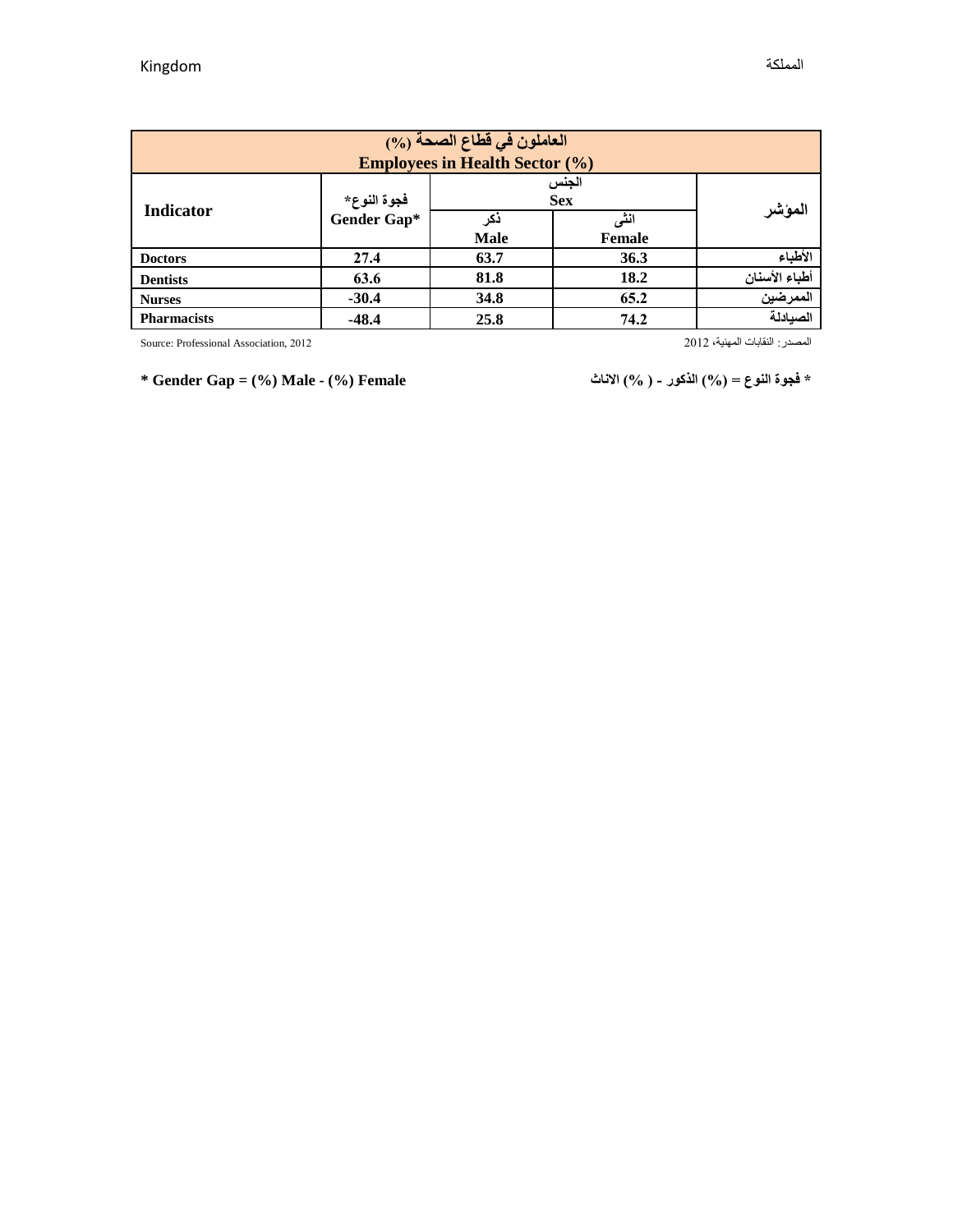Kingdom المملكة

| العاملون في قطاع الصحة (%)<br>Employees in Health Sector (%) | | | | |
|---|---|---|---|---|
| Indicator | فجوة النوع*<br>Gender Gap* | الجنس<br>Sex | | المؤشر |
| | | ذكر<br>Male | انثى<br>Female | |
| Doctors | 27.4 | 63.7 | 36.3 | الأطباء |
| Dentists | 63.6 | 81.8 | 18.2 | أطباء الأسنان |
| Nurses | -30.4 | 34.8 | 65.2 | الممرضين |
| Pharmacists | -48.4 | 25.8 | 74.2 | الصيادلة |

Source: Professional Association, 2012 المصدر: النقابات المهنية، 2012

**\* Gender Gap = (%) Male - (%) Female** **\* فجوة النوع = (%) الذكور - ( %) الاناث**